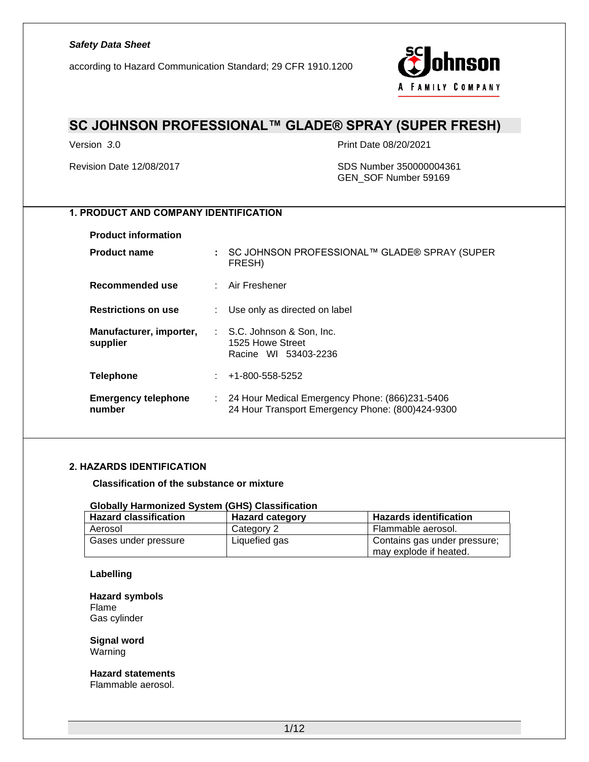*Safety Data Sheet*

according to Hazard Communication Standard; 29 CFR 1910.1200

# SC JOHNSON PROFESSIONAL™ GLADE® SPRAY (SUPER FRESH)

Version *3*.0

Print Date 08/20/2021

Revision Date 12/08/2017

SDS Number 350000004361
GEN_SOF Number 59169

## 1. PRODUCT AND COMPANY IDENTIFICATION

**Product information**

**Product name** : SC JOHNSON PROFESSIONAL™ GLADE® SPRAY (SUPER FRESH)

**Recommended use** : Air Freshener

**Restrictions on use** : Use only as directed on label

**Manufacturer, importer, supplier** : S.C. Johnson & Son, Inc.
1525 Howe Street
Racine WI 53403-2236

**Telephone** : +1-800-558-5252

**Emergency telephone number** : 24 Hour Medical Emergency Phone: (866)231-5406
24 Hour Transport Emergency Phone: (800)424-9300

## 2. HAZARDS IDENTIFICATION

**Classification of the substance or mixture**

**Globally Harmonized System (GHS) Classification**

| Hazard classification | Hazard category | Hazards identification |
|---|---|---|
| Aerosol | Category 2 | Flammable aerosol. |
| Gases under pressure | Liquefied gas | Contains gas under pressure; may explode if heated. |

**Labelling**

**Hazard symbols**
Flame
Gas cylinder

**Signal word**
Warning

**Hazard statements**
Flammable aerosol.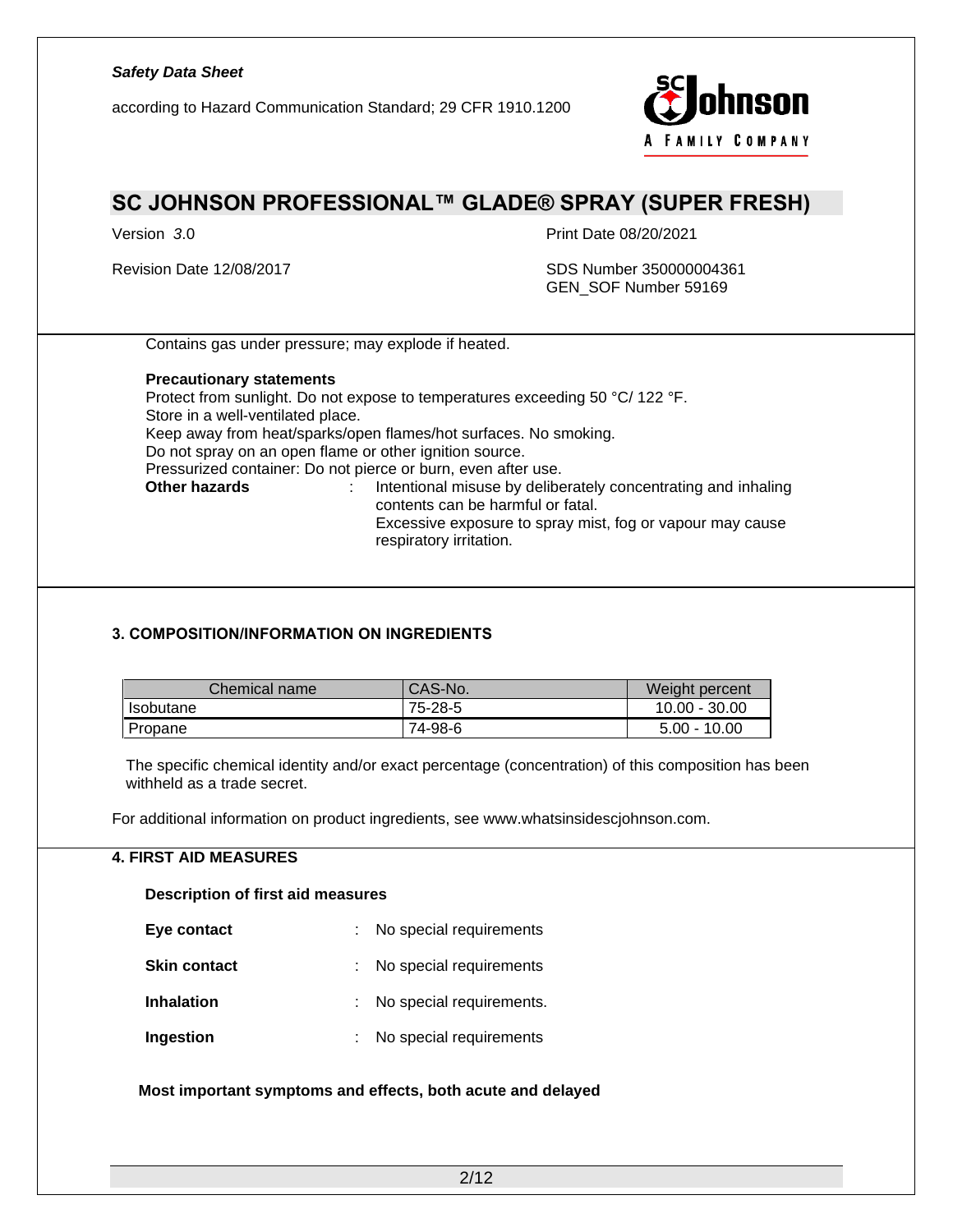Contains gas under pressure; may explode if heated.

**Precautionary statements**

Protect from sunlight. Do not expose to temperatures exceeding 50 °C/ 122 °F.
Store in a well-ventilated place.
Keep away from heat/sparks/open flames/hot surfaces. No smoking.
Do not spray on an open flame or other ignition source.
Pressurized container: Do not pierce or burn, even after use.

**Other hazards** : Intentional misuse by deliberately concentrating and inhaling contents can be harmful or fatal.
Excessive exposure to spray mist, fog or vapour may cause respiratory irritation.

## 3. COMPOSITION/INFORMATION ON INGREDIENTS

| Chemical name | CAS-No. | Weight percent |
|---|---|---|
| Isobutane | 75-28-5 | 10.00 - 30.00 |
| Propane | 74-98-6 | 5.00 - 10.00 |

The specific chemical identity and/or exact percentage (concentration) of this composition has been withheld as a trade secret.

For additional information on product ingredients, see www.whatsinsidescjohnson.com.

## 4. FIRST AID MEASURES

**Description of first aid measures**

**Eye contact** : No special requirements

**Skin contact** : No special requirements

**Inhalation** : No special requirements.

**Ingestion** : No special requirements

**Most important symptoms and effects, both acute and delayed**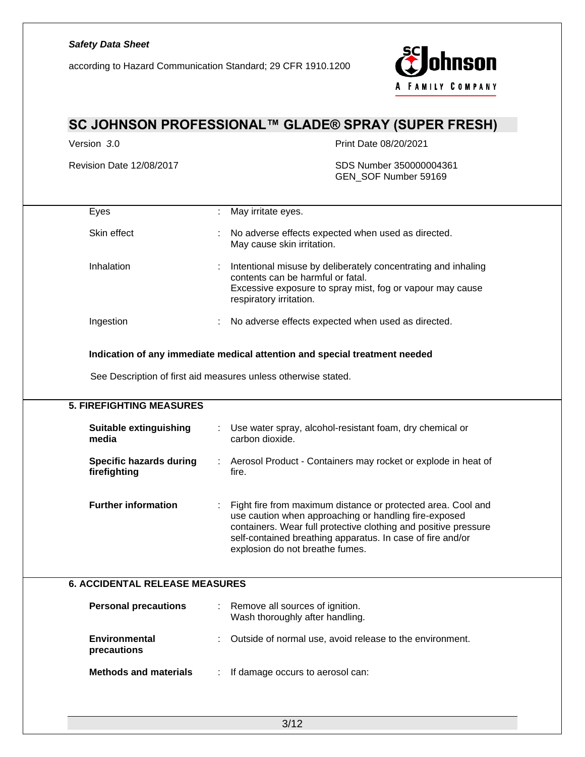| | | |
|---|---|---|
| Eyes | : | May irritate eyes. |
| Skin effect | : | No adverse effects expected when used as directed.<br>May cause skin irritation. |
| Inhalation | : | Intentional misuse by deliberately concentrating and inhaling contents can be harmful or fatal.<br>Excessive exposure to spray mist, fog or vapour may cause respiratory irritation. |
| Ingestion | : | No adverse effects expected when used as directed. |

**Indication of any immediate medical attention and special treatment needed**

See Description of first aid measures unless otherwise stated.

## 5. FIREFIGHTING MEASURES

| | | |
|---|---|---|
| **Suitable extinguishing media** | : | Use water spray, alcohol-resistant foam, dry chemical or carbon dioxide. |
| **Specific hazards during firefighting** | : | Aerosol Product - Containers may rocket or explode in heat of fire. |
| **Further information** | : | Fight fire from maximum distance or protected area. Cool and use caution when approaching or handling fire-exposed containers. Wear full protective clothing and positive pressure self-contained breathing apparatus. In case of fire and/or explosion do not breathe fumes. |

## 6. ACCIDENTAL RELEASE MEASURES

| | | |
|---|---|---|
| **Personal precautions** | : | Remove all sources of ignition.<br>Wash thoroughly after handling. |
| **Environmental precautions** | : | Outside of normal use, avoid release to the environment. |
| **Methods and materials** | : | If damage occurs to aerosol can: |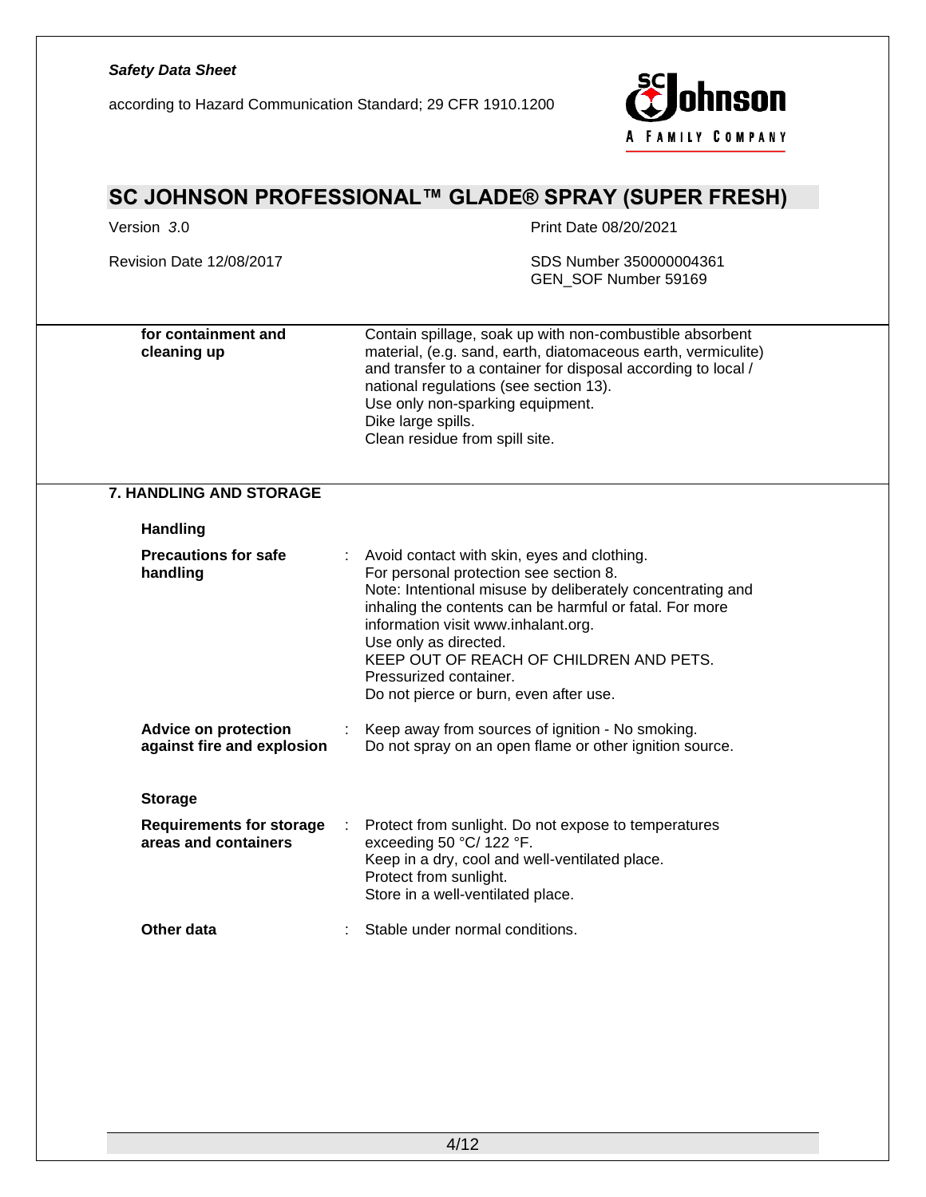| | | |
|---|---|---|
| **for containment and cleaning up** | | Contain spillage, soak up with non-combustible absorbent material, (e.g. sand, earth, diatomaceous earth, vermiculite) and transfer to a container for disposal according to local / national regulations (see section 13).<br>Use only non-sparking equipment.<br>Dike large spills.<br>Clean residue from spill site. |

## 7. HANDLING AND STORAGE

### Handling

| | | |
|---|---|---|
| **Precautions for safe handling** | : | Avoid contact with skin, eyes and clothing.<br>For personal protection see section 8.<br>Note: Intentional misuse by deliberately concentrating and inhaling the contents can be harmful or fatal. For more information visit www.inhalant.org.<br>Use only as directed.<br>KEEP OUT OF REACH OF CHILDREN AND PETS.<br>Pressurized container.<br>Do not pierce or burn, even after use. |
| **Advice on protection against fire and explosion** | : | Keep away from sources of ignition - No smoking.<br>Do not spray on an open flame or other ignition source. |

### Storage

| | | |
|---|---|---|
| **Requirements for storage areas and containers** | : | Protect from sunlight. Do not expose to temperatures exceeding 50 °C/ 122 °F.<br>Keep in a dry, cool and well-ventilated place.<br>Protect from sunlight.<br>Store in a well-ventilated place. |
| **Other data** | : | Stable under normal conditions. |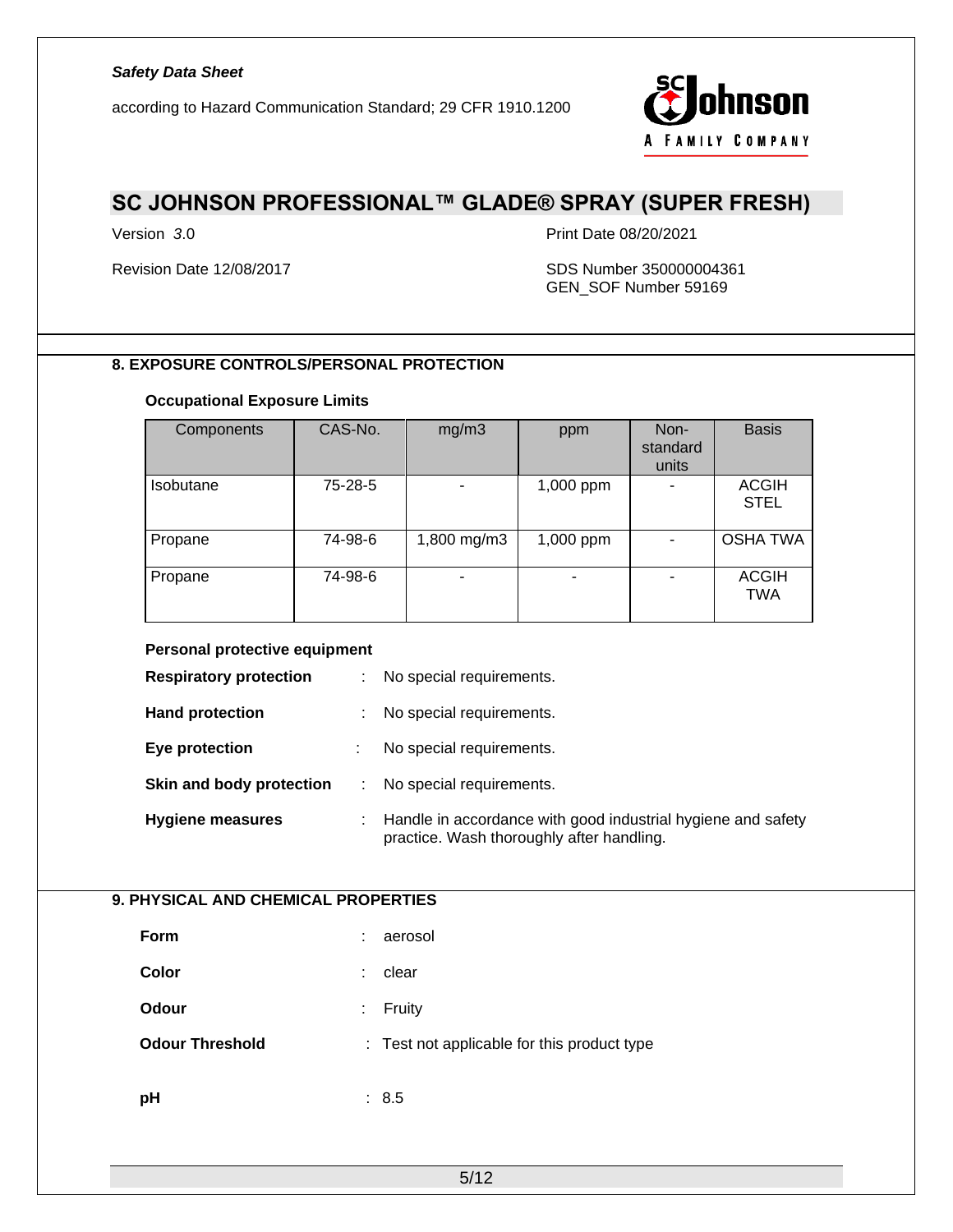## 8. EXPOSURE CONTROLS/PERSONAL PROTECTION

**Occupational Exposure Limits**

| Components | CAS-No. | mg/m3 | ppm | Non-standard units | Basis |
|---|---|---|---|---|---|
| Isobutane | 75-28-5 | - | 1,000 ppm | - | ACGIH STEL |
| Propane | 74-98-6 | 1,800 mg/m3 | 1,000 ppm | - | OSHA TWA |
| Propane | 74-98-6 | - | - | - | ACGIH TWA |

**Personal protective equipment**

**Respiratory protection** : No special requirements.

**Hand protection** : No special requirements.

**Eye protection** : No special requirements.

**Skin and body protection** : No special requirements.

**Hygiene measures** : Handle in accordance with good industrial hygiene and safety practice. Wash thoroughly after handling.

## 9. PHYSICAL AND CHEMICAL PROPERTIES

**Form** : aerosol

**Color** : clear

**Odour** : Fruity

**Odour Threshold** : Test not applicable for this product type

**pH** : 8.5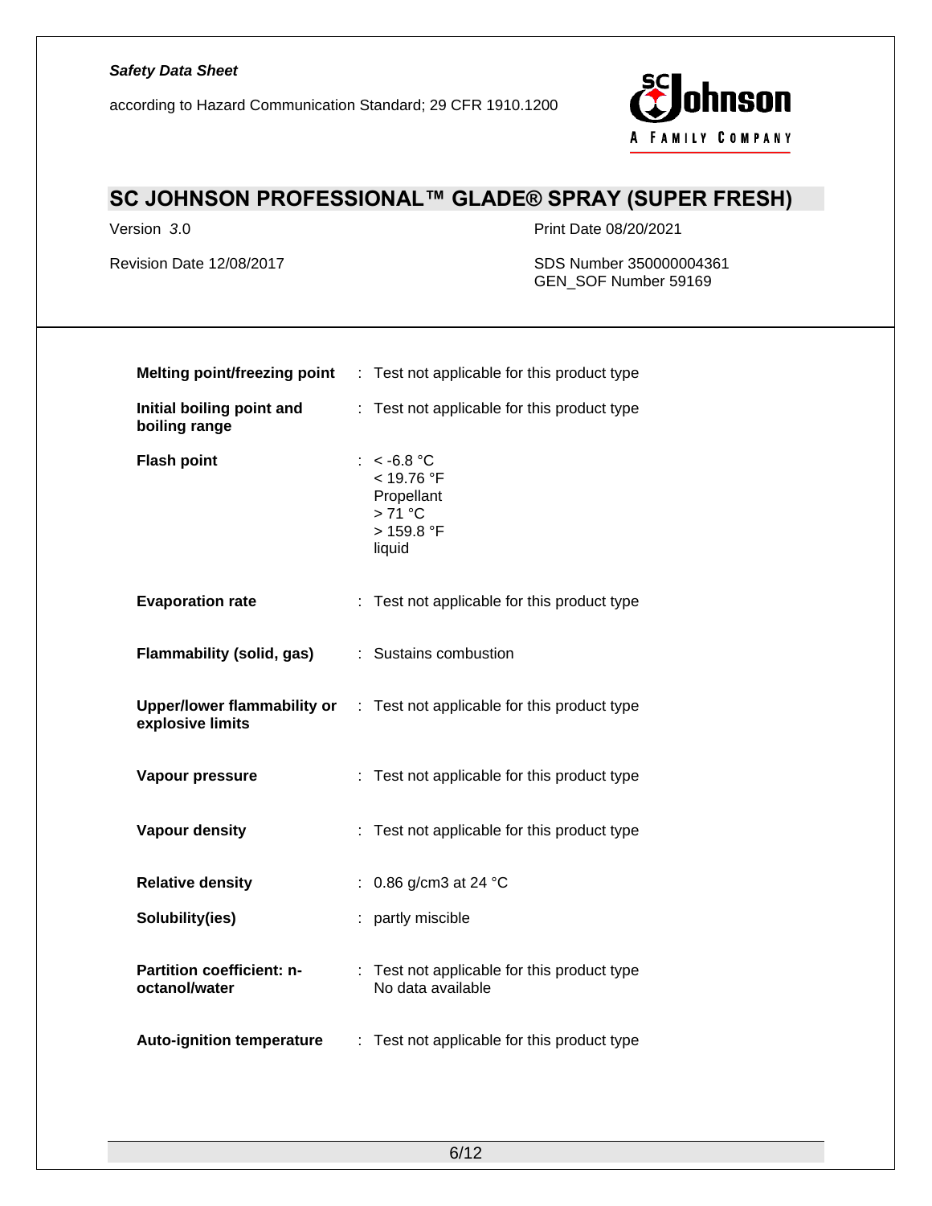| Property | | Value |
|---|---|---|
| **Melting point/freezing point** | : | Test not applicable for this product type |
| **Initial boiling point and boiling range** | : | Test not applicable for this product type |
| **Flash point** | : | < -6.8 °C<br>< 19.76 °F<br>Propellant<br>> 71 °C<br>> 159.8 °F<br>liquid |
| **Evaporation rate** | : | Test not applicable for this product type |
| **Flammability (solid, gas)** | : | Sustains combustion |
| **Upper/lower flammability or explosive limits** | : | Test not applicable for this product type |
| **Vapour pressure** | : | Test not applicable for this product type |
| **Vapour density** | : | Test not applicable for this product type |
| **Relative density** | : | 0.86 g/cm3 at 24 °C |
| **Solubility(ies)** | : | partly miscible |
| **Partition coefficient: n-octanol/water** | : | Test not applicable for this product type<br>No data available |
| **Auto-ignition temperature** | : | Test not applicable for this product type |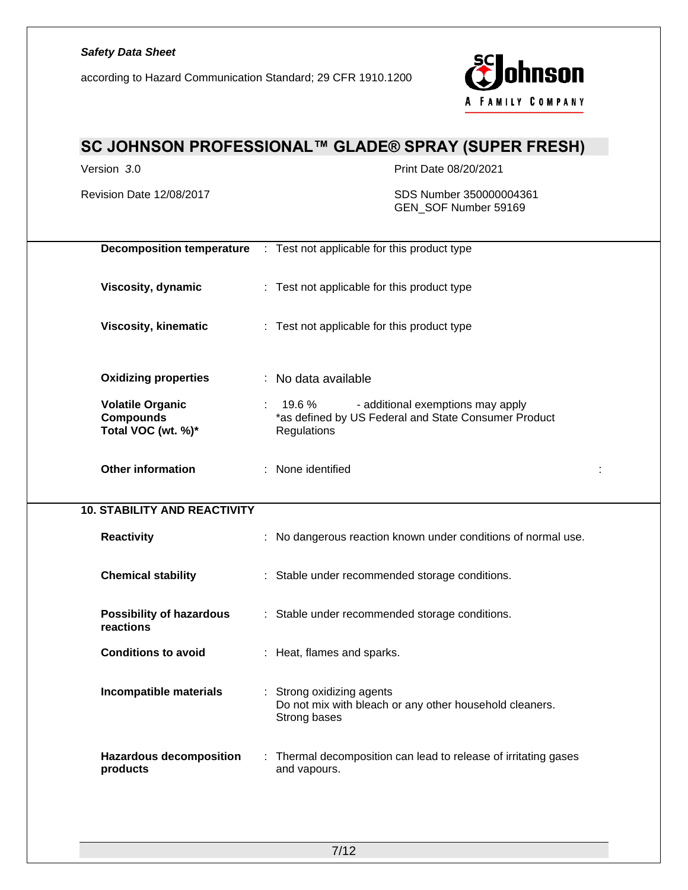| | |
|---|---|
| **Decomposition temperature** | : Test not applicable for this product type |
| **Viscosity, dynamic** | : Test not applicable for this product type |
| **Viscosity, kinematic** | : Test not applicable for this product type |
| **Oxidizing properties** | : No data available |
| **Volatile Organic Compounds Total VOC (wt. %)*** | : 19.6 % - additional exemptions may apply *as defined by US Federal and State Consumer Product Regulations |
| **Other information** | : None identified : |

## 10. STABILITY AND REACTIVITY

| | |
|---|---|
| **Reactivity** | : No dangerous reaction known under conditions of normal use. |
| **Chemical stability** | : Stable under recommended storage conditions. |
| **Possibility of hazardous reactions** | : Stable under recommended storage conditions. |
| **Conditions to avoid** | : Heat, flames and sparks. |
| **Incompatible materials** | : Strong oxidizing agents<br>Do not mix with bleach or any other household cleaners.<br>Strong bases |
| **Hazardous decomposition products** | : Thermal decomposition can lead to release of irritating gases and vapours. |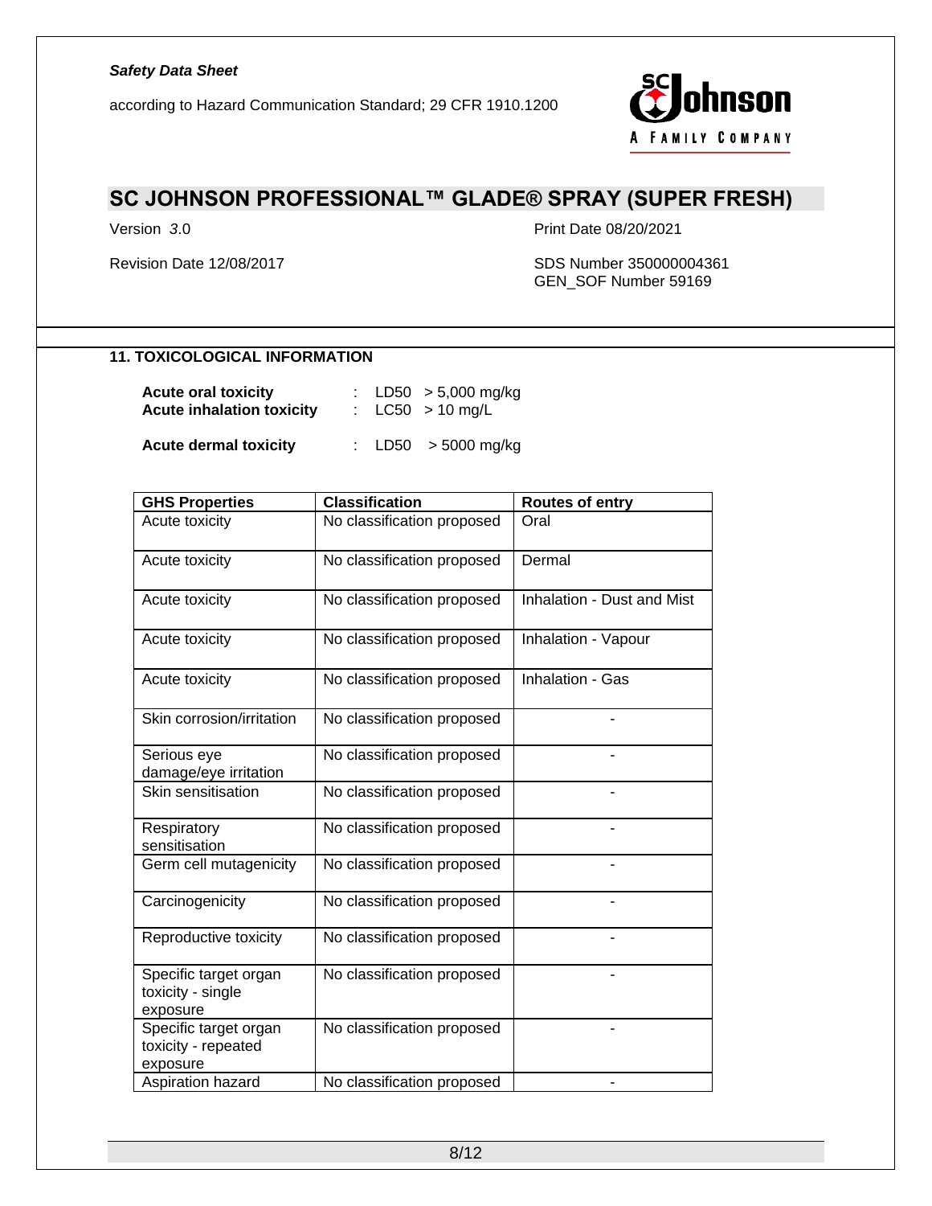## 11. TOXICOLOGICAL INFORMATION

**Acute oral toxicity** : LD50 > 5,000 mg/kg
**Acute inhalation toxicity** : LC50 > 10 mg/L

**Acute dermal toxicity** : LD50 > 5000 mg/kg

| GHS Properties | Classification | Routes of entry |
|---|---|---|
| Acute toxicity | No classification proposed | Oral |
| Acute toxicity | No classification proposed | Dermal |
| Acute toxicity | No classification proposed | Inhalation - Dust and Mist |
| Acute toxicity | No classification proposed | Inhalation - Vapour |
| Acute toxicity | No classification proposed | Inhalation - Gas |
| Skin corrosion/irritation | No classification proposed | - |
| Serious eye damage/eye irritation | No classification proposed | - |
| Skin sensitisation | No classification proposed | - |
| Respiratory sensitisation | No classification proposed | - |
| Germ cell mutagenicity | No classification proposed | - |
| Carcinogenicity | No classification proposed | - |
| Reproductive toxicity | No classification proposed | - |
| Specific target organ toxicity - single exposure | No classification proposed | - |
| Specific target organ toxicity - repeated exposure | No classification proposed | - |
| Aspiration hazard | No classification proposed | - |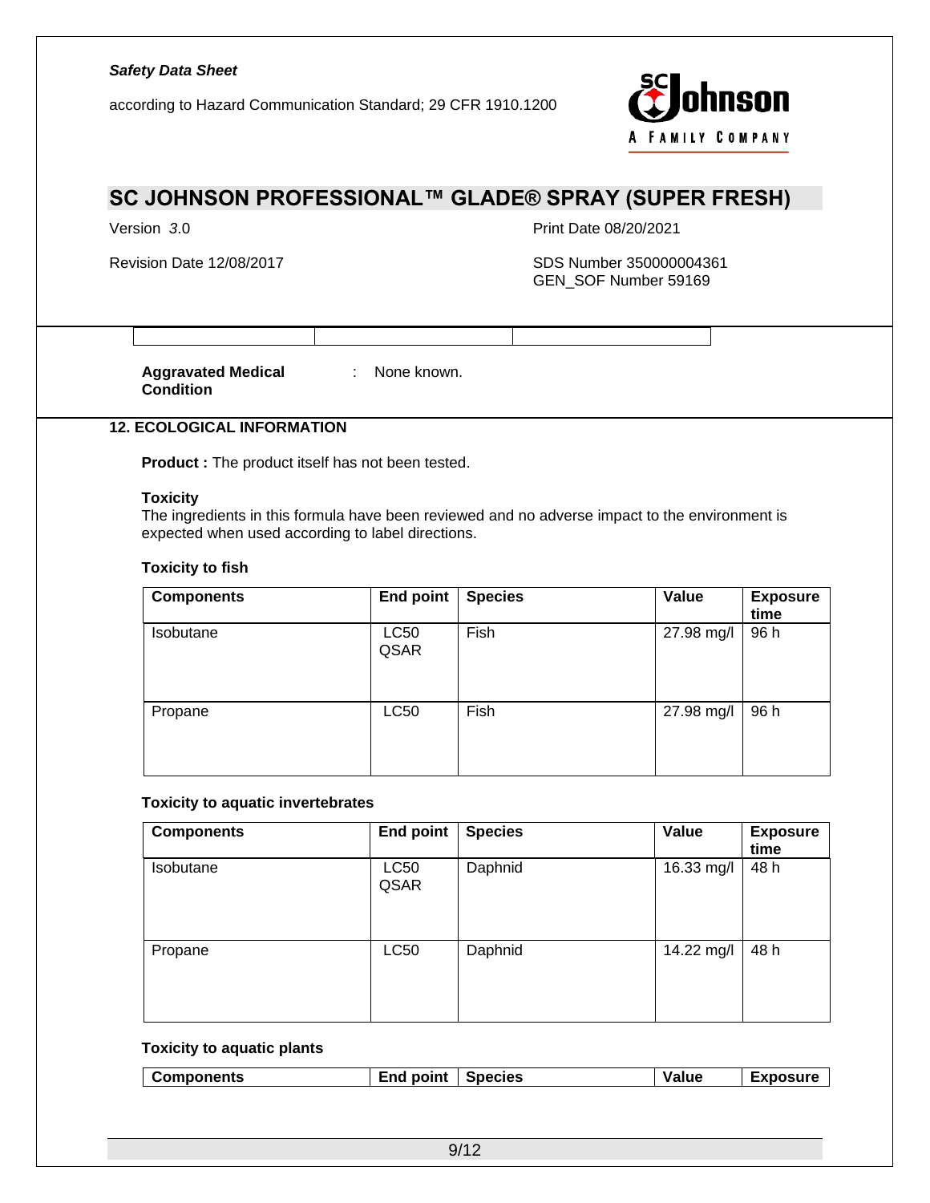**Aggravated Medical Condition** : None known.

## 12. ECOLOGICAL INFORMATION

**Product :** The product itself has not been tested.

**Toxicity**
The ingredients in this formula have been reviewed and no adverse impact to the environment is expected when used according to label directions.

**Toxicity to fish**

| Components | End point | Species | Value | Exposure time |
|---|---|---|---|---|
| Isobutane | LC50 QSAR | Fish | 27.98 mg/l | 96 h |
| Propane | LC50 | Fish | 27.98 mg/l | 96 h |

**Toxicity to aquatic invertebrates**

| Components | End point | Species | Value | Exposure time |
|---|---|---|---|---|
| Isobutane | LC50 QSAR | Daphnid | 16.33 mg/l | 48 h |
| Propane | LC50 | Daphnid | 14.22 mg/l | 48 h |

**Toxicity to aquatic plants**

| Components | End point | Species | Value | Exposure |
|---|---|---|---|---|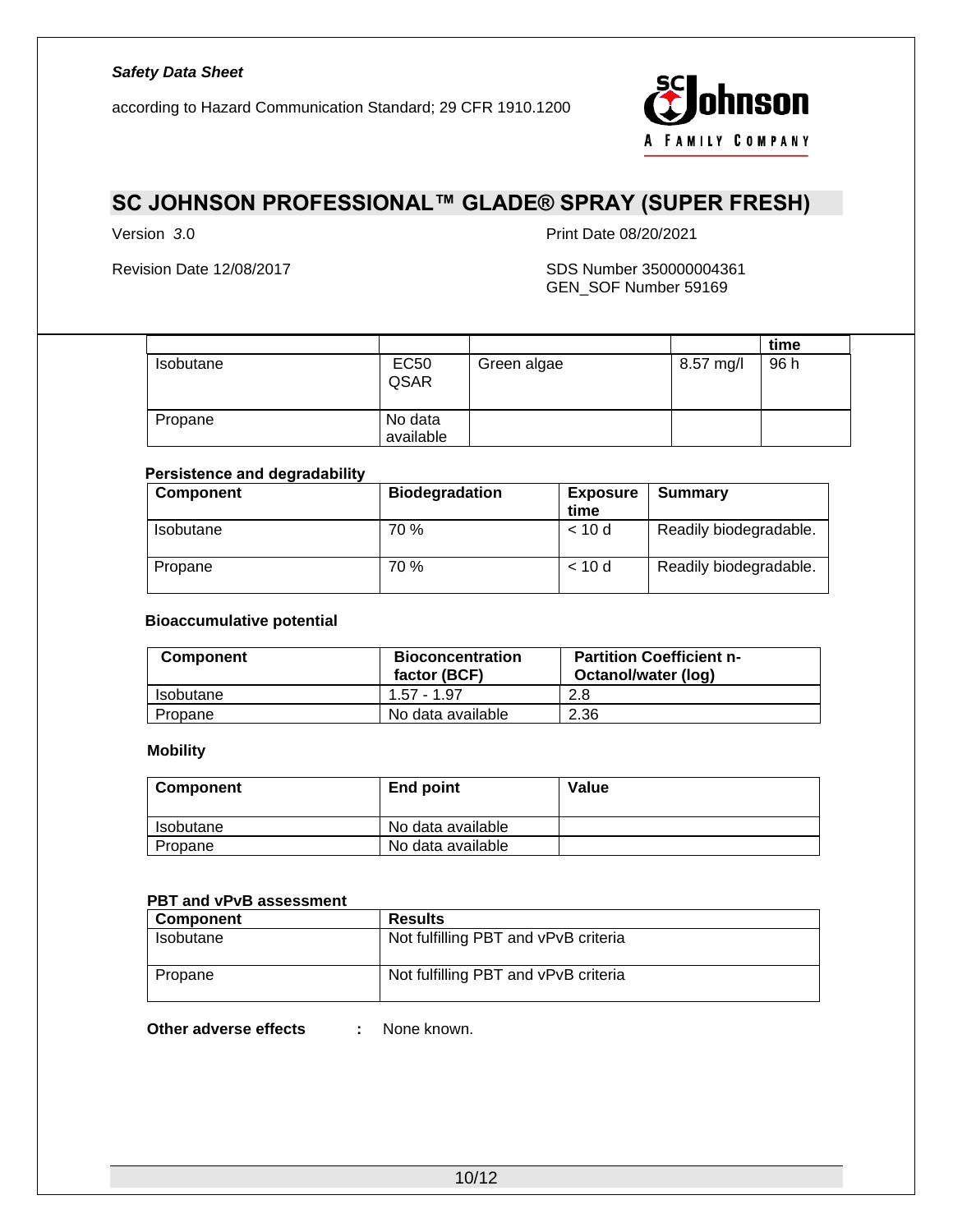| | | | | time |
|---|---|---|---|---|
| Isobutane | EC50 QSAR | Green algae | 8.57 mg/l | 96 h |
| Propane | No data available | | | |

### Persistence and degradability

| Component | Biodegradation | Exposure time | Summary |
|---|---|---|---|
| Isobutane | 70 % | < 10 d | Readily biodegradable. |
| Propane | 70 % | < 10 d | Readily biodegradable. |

### Bioaccumulative potential

| Component | Bioconcentration factor (BCF) | Partition Coefficient n-Octanol/water (log) |
|---|---|---|
| Isobutane | 1.57 - 1.97 | 2.8 |
| Propane | No data available | 2.36 |

### Mobility

| Component | End point | Value |
|---|---|---|
| Isobutane | No data available | |
| Propane | No data available | |

### PBT and vPvB assessment

| Component | Results |
|---|---|
| Isobutane | Not fulfilling PBT and vPvB criteria |
| Propane | Not fulfilling PBT and vPvB criteria |

**Other adverse effects** : None known.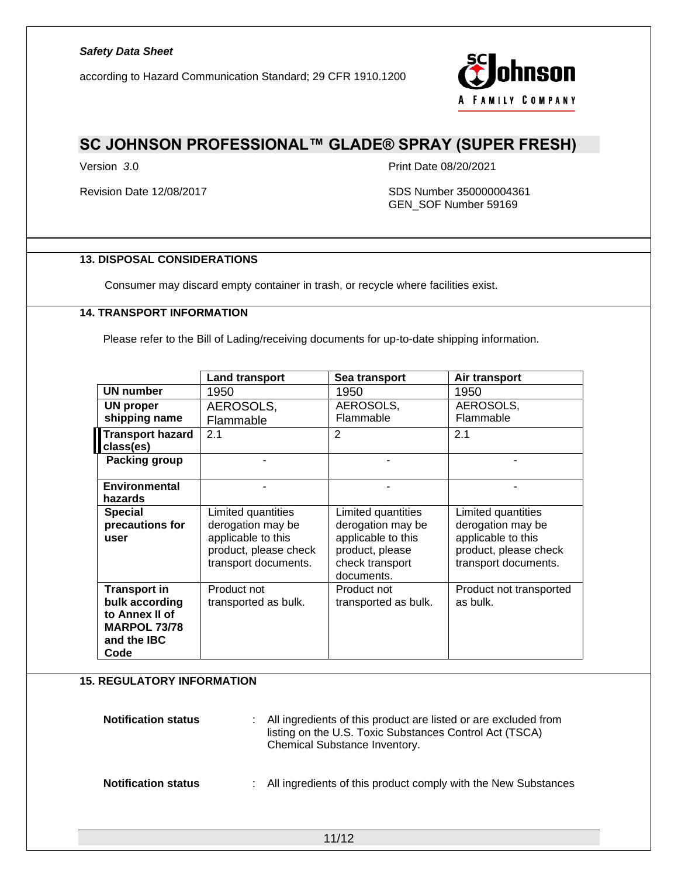## 13. DISPOSAL CONSIDERATIONS

Consumer may discard empty container in trash, or recycle where facilities exist.

## 14. TRANSPORT INFORMATION

Please refer to the Bill of Lading/receiving documents for up-to-date shipping information.

| | Land transport | Sea transport | Air transport |
|---|---|---|---|
| **UN number** | 1950 | 1950 | 1950 |
| **UN proper shipping name** | AEROSOLS, Flammable | AEROSOLS, Flammable | AEROSOLS, Flammable |
| **Transport hazard class(es)** | 2.1 | 2 | 2.1 |
| **Packing group** | - | - | - |
| **Environmental hazards** | - | - | - |
| **Special precautions for user** | Limited quantities derogation may be applicable to this product, please check transport documents. | Limited quantities derogation may be applicable to this product, please check transport documents. | Limited quantities derogation may be applicable to this product, please check transport documents. |
| **Transport in bulk according to Annex II of MARPOL 73/78 and the IBC Code** | Product not transported as bulk. | Product not transported as bulk. | Product not transported as bulk. |

## 15. REGULATORY INFORMATION

**Notification status** : All ingredients of this product are listed or are excluded from listing on the U.S. Toxic Substances Control Act (TSCA) Chemical Substance Inventory.

**Notification status** : All ingredients of this product comply with the New Substances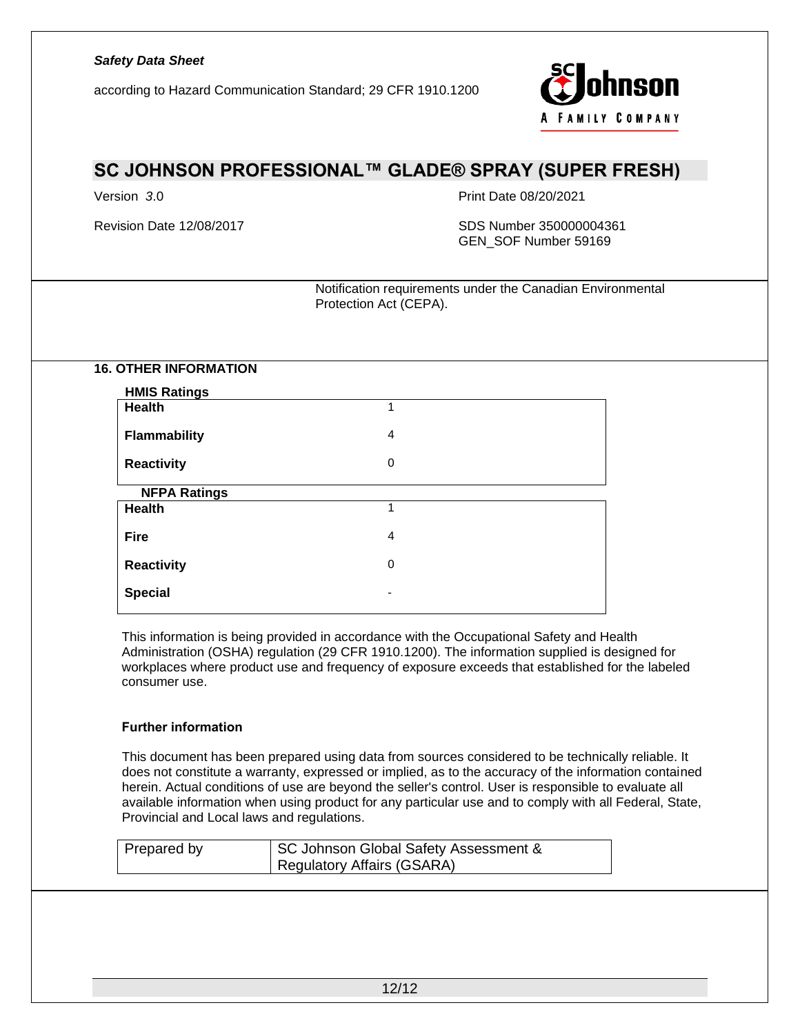Notification requirements under the Canadian Environmental Protection Act (CEPA).

## 16. OTHER INFORMATION

**HMIS Ratings**

| | |
|---|---|
| **Health** | 1 |
| **Flammability** | 4 |
| **Reactivity** | 0 |

**NFPA Ratings**

| | |
|---|---|
| **Health** | 1 |
| **Fire** | 4 |
| **Reactivity** | 0 |
| **Special** | - |

This information is being provided in accordance with the Occupational Safety and Health Administration (OSHA) regulation (29 CFR 1910.1200). The information supplied is designed for workplaces where product use and frequency of exposure exceeds that established for the labeled consumer use.

**Further information**

This document has been prepared using data from sources considered to be technically reliable. It does not constitute a warranty, expressed or implied, as to the accuracy of the information contained herein. Actual conditions of use are beyond the seller's control. User is responsible to evaluate all available information when using product for any particular use and to comply with all Federal, State, Provincial and Local laws and regulations.

| | |
|---|---|
| Prepared by | SC Johnson Global Safety Assessment & Regulatory Affairs (GSARA) |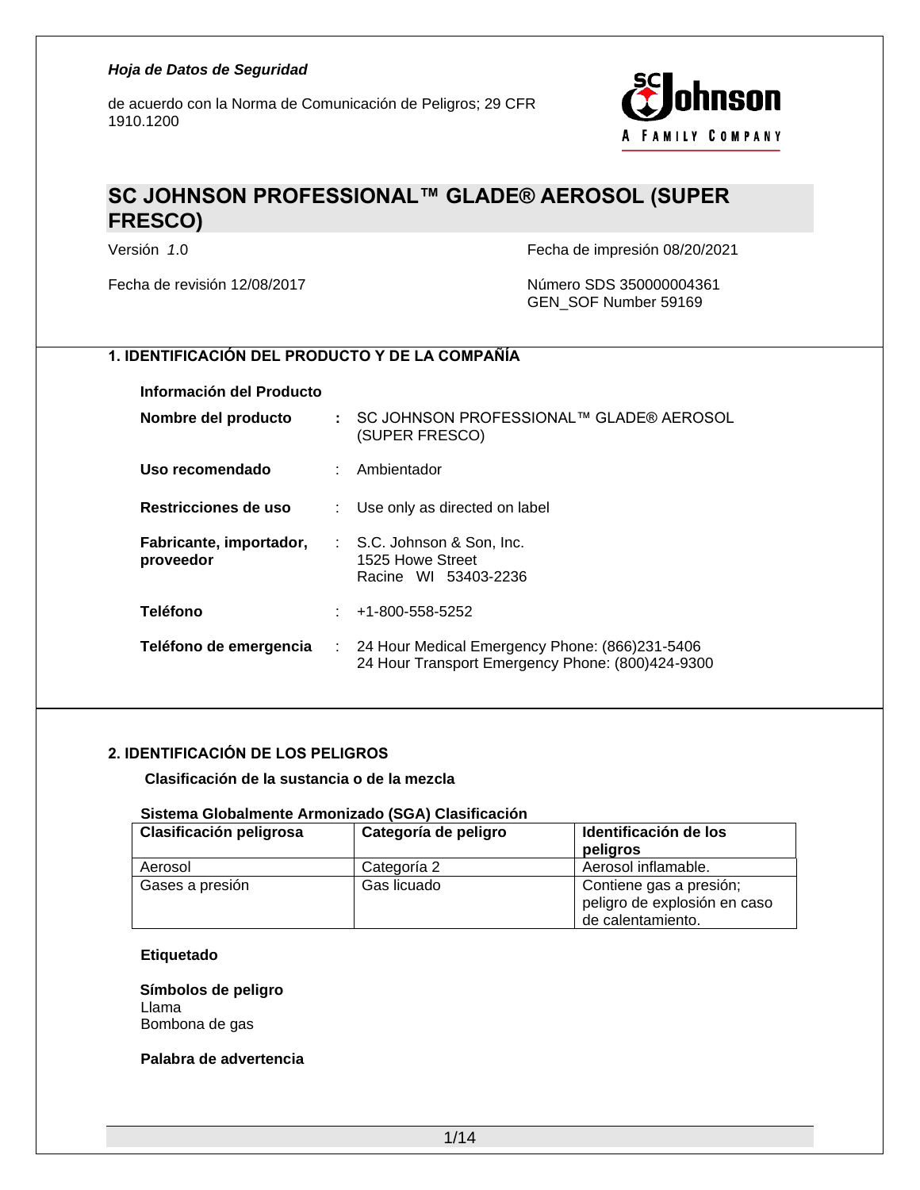*Hoja de Datos de Seguridad*

de acuerdo con la Norma de Comunicación de Peligros; 29 CFR 1910.1200

# SC JOHNSON PROFESSIONAL™ GLADE® AEROSOL (SUPER FRESCO)

Versión *1*.0

Fecha de impresión 08/20/2021

Fecha de revisión 12/08/2017

Número SDS 350000004361
GEN_SOF Number 59169

## 1. IDENTIFICACIÓN DEL PRODUCTO Y DE LA COMPAÑÍA

**Información del Producto**

**Nombre del producto** : SC JOHNSON PROFESSIONAL™ GLADE® AEROSOL (SUPER FRESCO)

**Uso recomendado** : Ambientador

**Restricciones de uso** : Use only as directed on label

**Fabricante, importador, proveedor** : S.C. Johnson & Son, Inc.
1525 Howe Street
Racine WI 53403-2236

**Teléfono** : +1-800-558-5252

**Teléfono de emergencia** : 24 Hour Medical Emergency Phone: (866)231-5406
24 Hour Transport Emergency Phone: (800)424-9300

## 2. IDENTIFICACIÓN DE LOS PELIGROS

**Clasificación de la sustancia o de la mezcla**

**Sistema Globalmente Armonizado (SGA) Clasificación**

| Clasificación peligrosa | Categoría de peligro | Identificación de los peligros |
|---|---|---|
| Aerosol | Categoría 2 | Aerosol inflamable. |
| Gases a presión | Gas licuado | Contiene gas a presión; peligro de explosión en caso de calentamiento. |

**Etiquetado**

**Símbolos de peligro**
Llama
Bombona de gas

**Palabra de advertencia**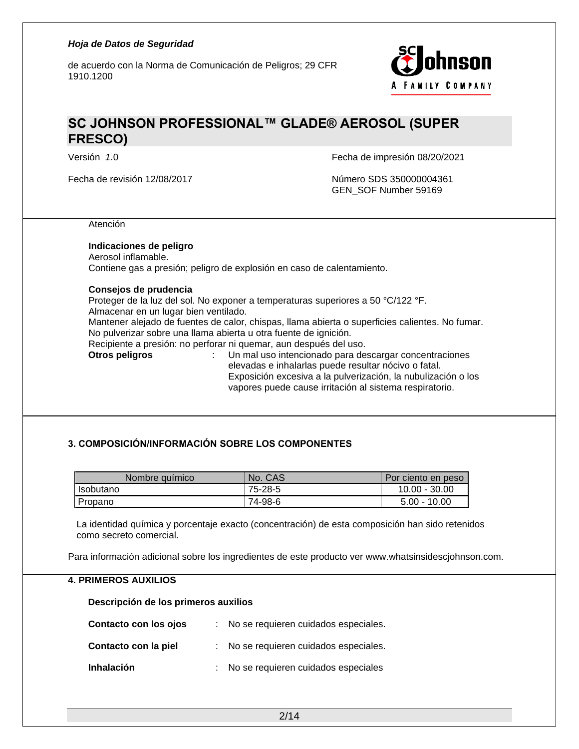Atención

**Indicaciones de peligro**
Aerosol inflamable.
Contiene gas a presión; peligro de explosión en caso de calentamiento.

**Consejos de prudencia**
Proteger de la luz del sol. No exponer a temperaturas superiores a 50 °C/122 °F.
Almacenar en un lugar bien ventilado.
Mantener alejado de fuentes de calor, chispas, llama abierta o superficies calientes. No fumar.
No pulverizar sobre una llama abierta u otra fuente de ignición.
Recipiente a presión: no perforar ni quemar, aun después del uso.

**Otros peligros** : Un mal uso intencionado para descargar concentraciones elevadas e inhalarlas puede resultar nócivo o fatal.
Exposición excesiva a la pulverización, la nubulización o los vapores puede cause irritación al sistema respiratorio.

## 3. COMPOSICIÓN/INFORMACIÓN SOBRE LOS COMPONENTES

| Nombre químico | No. CAS | Por ciento en peso |
|---|---|---|
| Isobutano | 75-28-5 | 10.00 - 30.00 |
| Propano | 74-98-6 | 5.00 - 10.00 |

La identidad química y porcentaje exacto (concentración) de esta composición han sido retenidos como secreto comercial.

Para información adicional sobre los ingredientes de este producto ver www.whatsinsidescjohnson.com.

## 4. PRIMEROS AUXILIOS

**Descripción de los primeros auxilios**

**Contacto con los ojos** : No se requieren cuidados especiales.

**Contacto con la piel** : No se requieren cuidados especiales.

**Inhalación** : No se requieren cuidados especiales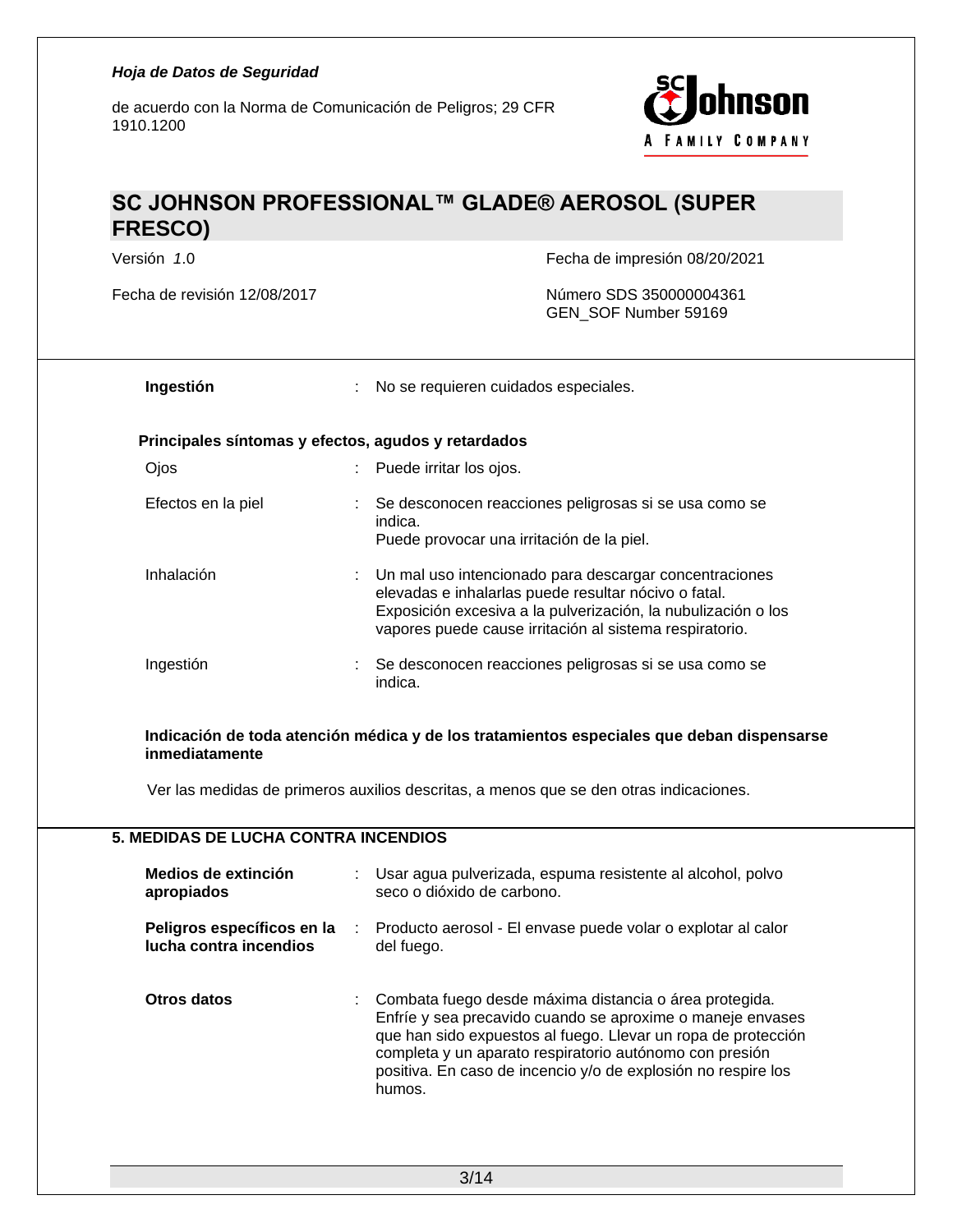**Ingestión** : No se requieren cuidados especiales.

**Principales síntomas y efectos, agudos y retardados**

Ojos : Puede irritar los ojos.

Efectos en la piel : Se desconocen reacciones peligrosas si se usa como se indica.
Puede provocar una irritación de la piel.

Inhalación : Un mal uso intencionado para descargar concentraciones elevadas e inhalarlas puede resultar nócivo o fatal.
Exposición excesiva a la pulverización, la nubulización o los vapores puede cause irritación al sistema respiratorio.

Ingestión : Se desconocen reacciones peligrosas si se usa como se indica.

**Indicación de toda atención médica y de los tratamientos especiales que deban dispensarse inmediatamente**

Ver las medidas de primeros auxilios descritas, a menos que se den otras indicaciones.

## 5. MEDIDAS DE LUCHA CONTRA INCENDIOS

**Medios de extinción apropiados** : Usar agua pulverizada, espuma resistente al alcohol, polvo seco o dióxido de carbono.

**Peligros específicos en la lucha contra incendios** : Producto aerosol - El envase puede volar o explotar al calor del fuego.

**Otros datos** : Combata fuego desde máxima distancia o área protegida.
Enfríe y sea precavido cuando se aproxime o maneje envases que han sido expuestos al fuego. Llevar un ropa de protección completa y un aparato respiratorio autónomo con presión positiva. En caso de incencio y/o de explosión no respire los humos.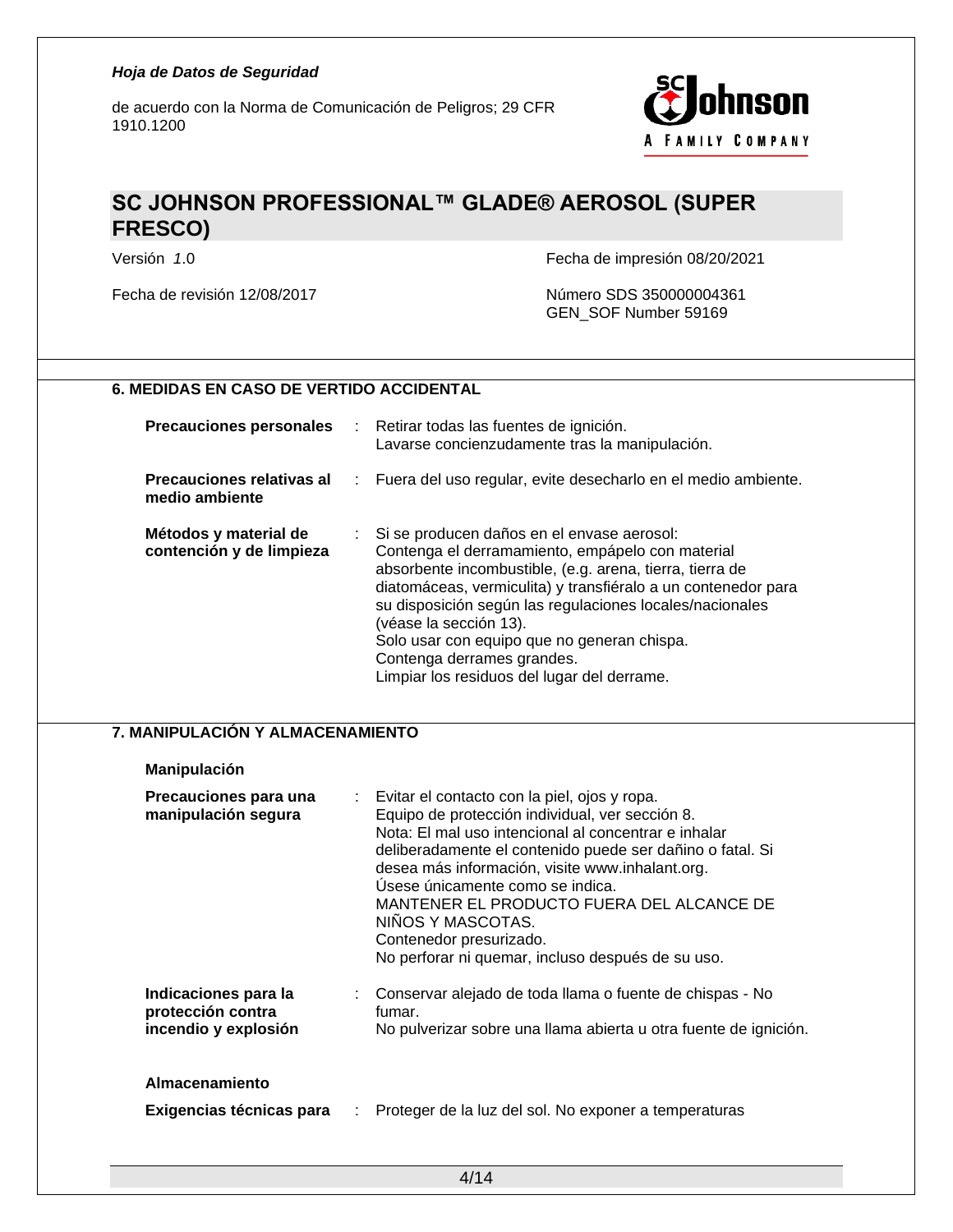## 6. MEDIDAS EN CASO DE VERTIDO ACCIDENTAL

| | |
|---|---|
| **Precauciones personales** | Retirar todas las fuentes de ignición.<br>Lavarse concienzudamente tras la manipulación. |
| **Precauciones relativas al medio ambiente** | Fuera del uso regular, evite desecharlo en el medio ambiente. |
| **Métodos y material de contención y de limpieza** | Si se producen daños en el envase aerosol:<br>Contenga el derramamiento, empápelo con material absorbente incombustible, (e.g. arena, tierra, tierra de diatomáceas, vermiculita) y transfiéralo a un contenedor para su disposición según las regulaciones locales/nacionales (véase la sección 13).<br>Solo usar con equipo que no generan chispa.<br>Contenga derrames grandes.<br>Limpiar los residuos del lugar del derrame. |

## 7. MANIPULACIÓN Y ALMACENAMIENTO

### Manipulación

| | |
|---|---|
| **Precauciones para una manipulación segura** | Evitar el contacto con la piel, ojos y ropa.<br>Equipo de protección individual, ver sección 8.<br>Nota: El mal uso intencional al concentrar e inhalar deliberadamente el contenido puede ser dañino o fatal. Si desea más información, visite www.inhalant.org.<br>Úsese únicamente como se indica.<br>MANTENER EL PRODUCTO FUERA DEL ALCANCE DE NIÑOS Y MASCOTAS.<br>Contenedor presurizado.<br>No perforar ni quemar, incluso después de su uso. |
| **Indicaciones para la protección contra incendio y explosión** | Conservar alejado de toda llama o fuente de chispas - No fumar.<br>No pulverizar sobre una llama abierta u otra fuente de ignición. |

### Almacenamiento

| | |
|---|---|
| **Exigencias técnicas para** | Proteger de la luz del sol. No exponer a temperaturas |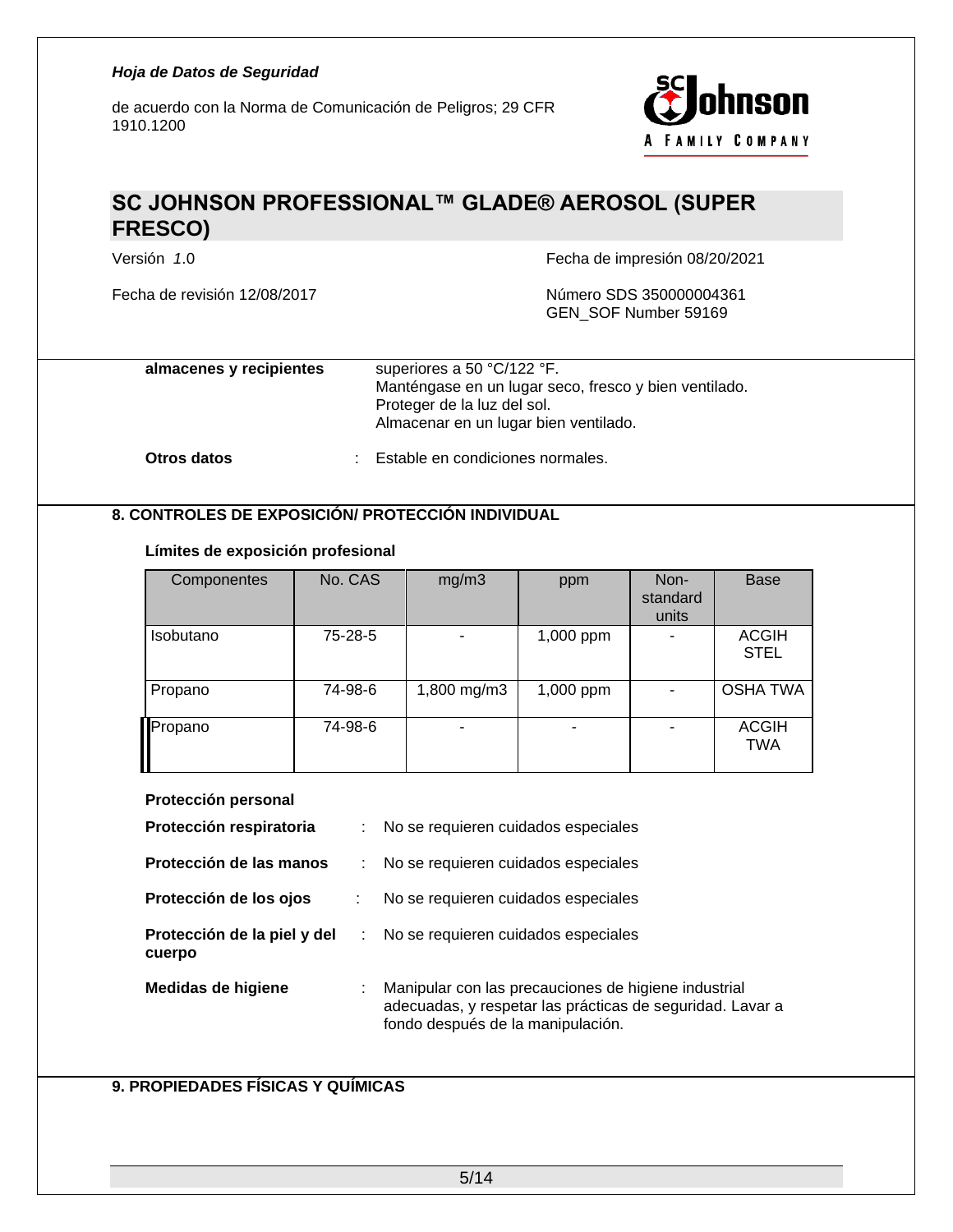| | |
|---|---|
| **almacenes y recipientes** | superiores a 50 °C/122 °F.<br>Manténgase en un lugar seco, fresco y bien ventilado.<br>Proteger de la luz del sol.<br>Almacenar en un lugar bien ventilado. |
| **Otros datos** | : Estable en condiciones normales. |

## 8. CONTROLES DE EXPOSICIÓN/ PROTECCIÓN INDIVIDUAL

**Límites de exposición profesional**

| Componentes | No. CAS | mg/m3 | ppm | Non-standard units | Base |
|---|---|---|---|---|---|
| Isobutano | 75-28-5 | - | 1,000 ppm | - | ACGIH STEL |
| Propano | 74-98-6 | 1,800 mg/m3 | 1,000 ppm | - | OSHA TWA |
| Propano | 74-98-6 | - | - | - | ACGIH TWA |

**Protección personal**

**Protección respiratoria** : No se requieren cuidados especiales

**Protección de las manos** : No se requieren cuidados especiales

**Protección de los ojos** : No se requieren cuidados especiales

**Protección de la piel y del cuerpo** : No se requieren cuidados especiales

**Medidas de higiene** : Manipular con las precauciones de higiene industrial adecuadas, y respetar las prácticas de seguridad. Lavar a fondo después de la manipulación.

## 9. PROPIEDADES FÍSICAS Y QUÍMICAS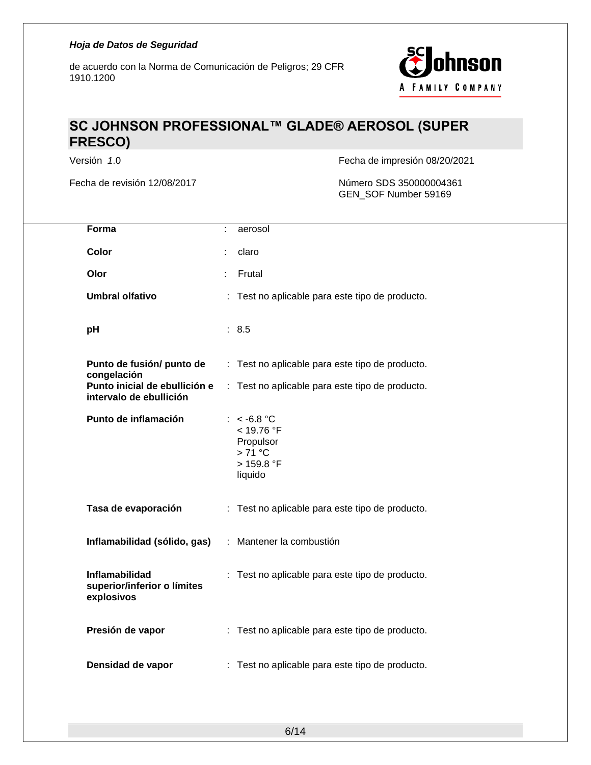| | |
|---|---|
| **Forma** | : aerosol |
| **Color** | : claro |
| **Olor** | : Frutal |
| **Umbral olfativo** | : Test no aplicable para este tipo de producto. |
| **pH** | : 8.5 |
| **Punto de fusión/ punto de congelación** | : Test no aplicable para este tipo de producto. |
| **Punto inicial de ebullición e intervalo de ebullición** | : Test no aplicable para este tipo de producto. |
| **Punto de inflamación** | : < -6.8 °C<br>< 19.76 °F<br>Propulsor<br>> 71 °C<br>> 159.8 °F<br>líquido |
| **Tasa de evaporación** | : Test no aplicable para este tipo de producto. |
| **Inflamabilidad (sólido, gas)** | : Mantener la combustión |
| **Inflamabilidad superior/inferior o límites explosivos** | : Test no aplicable para este tipo de producto. |
| **Presión de vapor** | : Test no aplicable para este tipo de producto. |
| **Densidad de vapor** | : Test no aplicable para este tipo de producto. |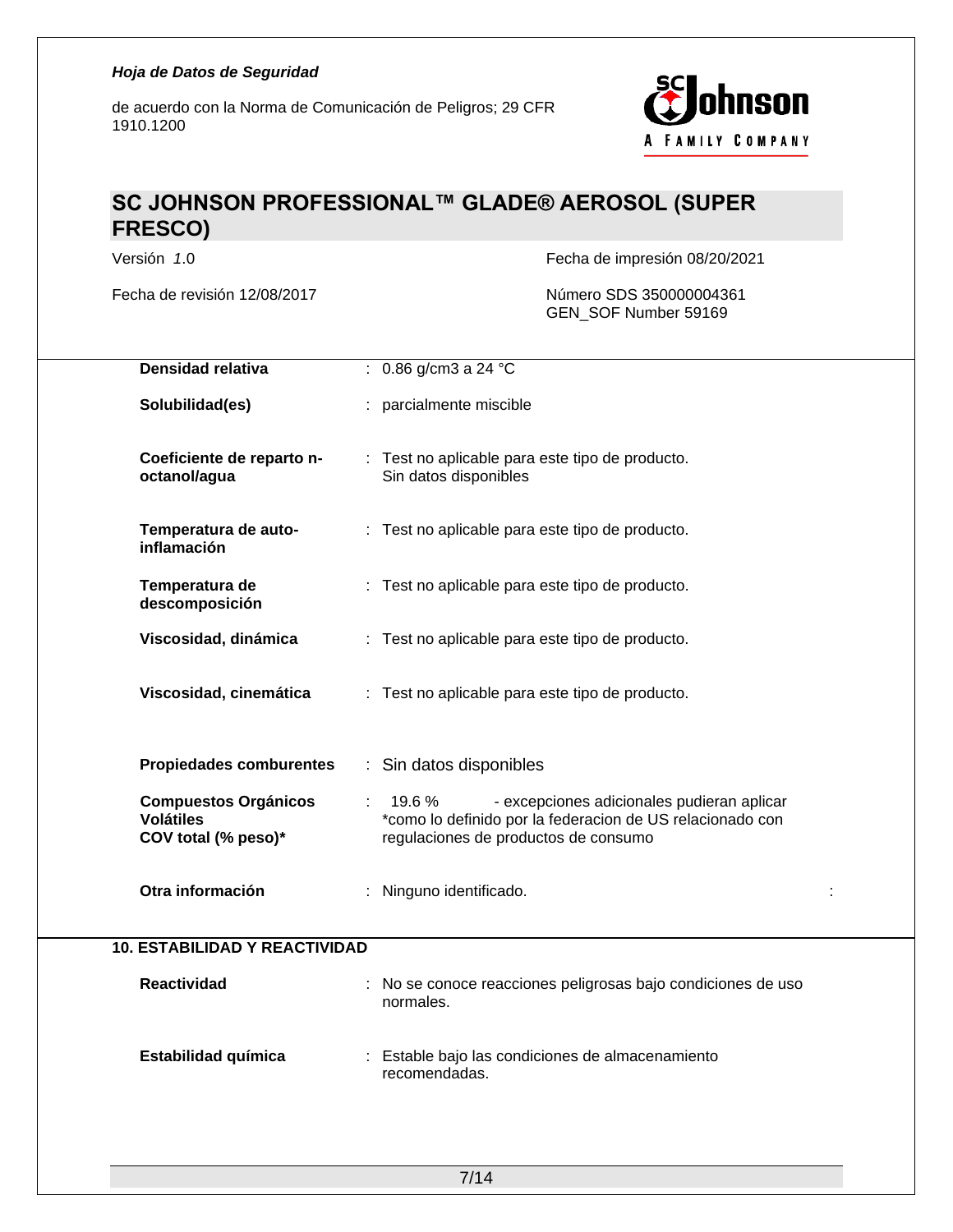| | |
|---|---|
| **Densidad relativa** | : 0.86 g/cm3 a 24 °C |
| **Solubilidad(es)** | : parcialmente miscible |
| **Coeficiente de reparto n-octanol/agua** | : Test no aplicable para este tipo de producto. Sin datos disponibles |
| **Temperatura de auto-inflamación** | : Test no aplicable para este tipo de producto. |
| **Temperatura de descomposición** | : Test no aplicable para este tipo de producto. |
| **Viscosidad, dinámica** | : Test no aplicable para este tipo de producto. |
| **Viscosidad, cinemática** | : Test no aplicable para este tipo de producto. |
| **Propiedades comburentes** | : Sin datos disponibles |
| **Compuestos Orgánicos Volátiles COV total (% peso)*** | : 19.6 % - excepciones adicionales pudieran aplicar *como lo definido por la federacion de US relacionado con regulaciones de productos de consumo |
| **Otra información** | : Ninguno identificado. |

## 10. ESTABILIDAD Y REACTIVIDAD

| | |
|---|---|
| **Reactividad** | : No se conoce reacciones peligrosas bajo condiciones de uso normales. |
| **Estabilidad química** | : Estable bajo las condiciones de almacenamiento recomendadas. |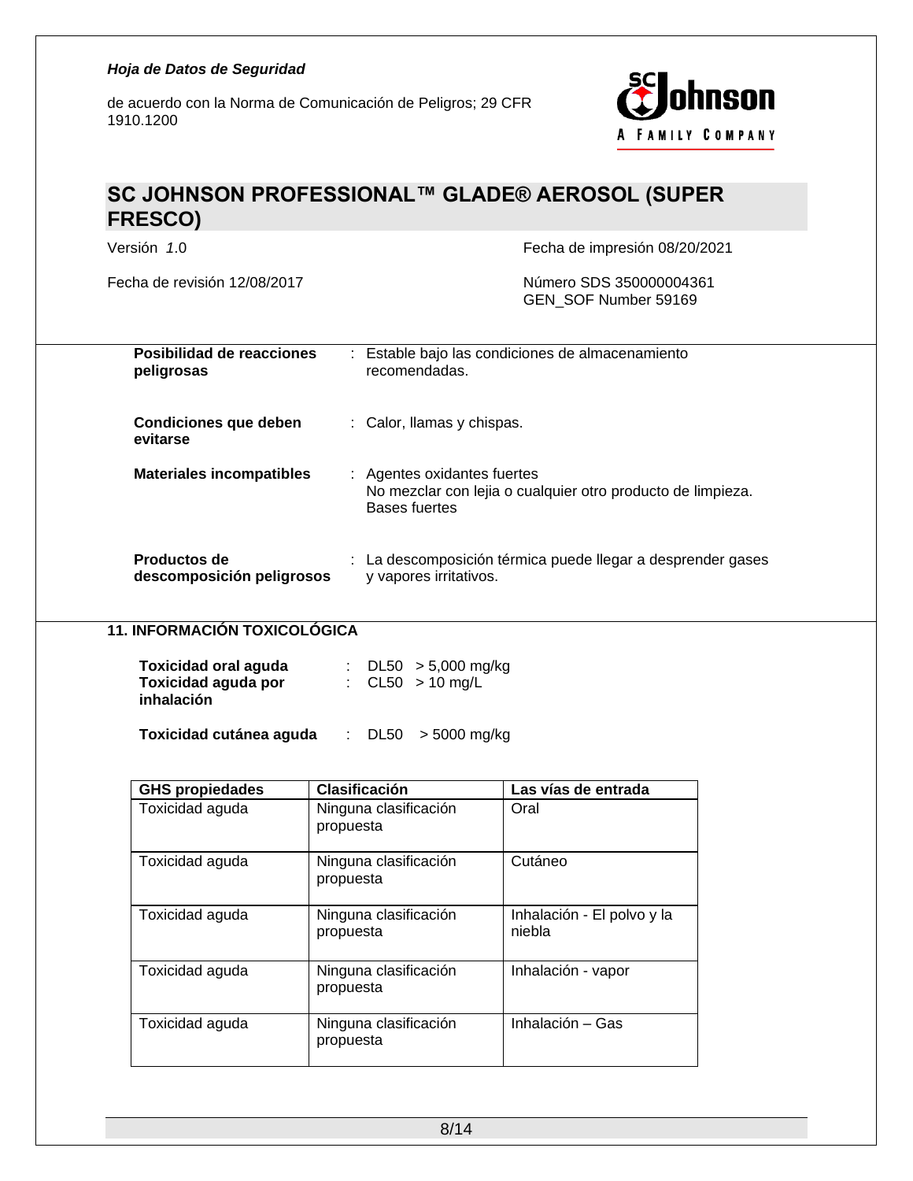| | |
|---|---|
| **Posibilidad de reacciones peligrosas** | : Estable bajo las condiciones de almacenamiento recomendadas. |
| **Condiciones que deben evitarse** | : Calor, llamas y chispas. |
| **Materiales incompatibles** | : Agentes oxidantes fuertes<br>No mezclar con lejia o cualquier otro producto de limpieza.<br>Bases fuertes |
| **Productos de descomposición peligrosos** | : La descomposición térmica puede llegar a desprender gases y vapores irritativos. |

## 11. INFORMACIÓN TOXICOLÓGICA

**Toxicidad oral aguda** : DL50 > 5,000 mg/kg
**Toxicidad aguda por inhalación** : CL50 > 10 mg/L

**Toxicidad cutánea aguda** : DL50 > 5000 mg/kg

| GHS propiedades | Clasificación | Las vías de entrada |
|---|---|---|
| Toxicidad aguda | Ninguna clasificación propuesta | Oral |
| Toxicidad aguda | Ninguna clasificación propuesta | Cutáneo |
| Toxicidad aguda | Ninguna clasificación propuesta | Inhalación - El polvo y la niebla |
| Toxicidad aguda | Ninguna clasificación propuesta | Inhalación - vapor |
| Toxicidad aguda | Ninguna clasificación propuesta | Inhalación – Gas |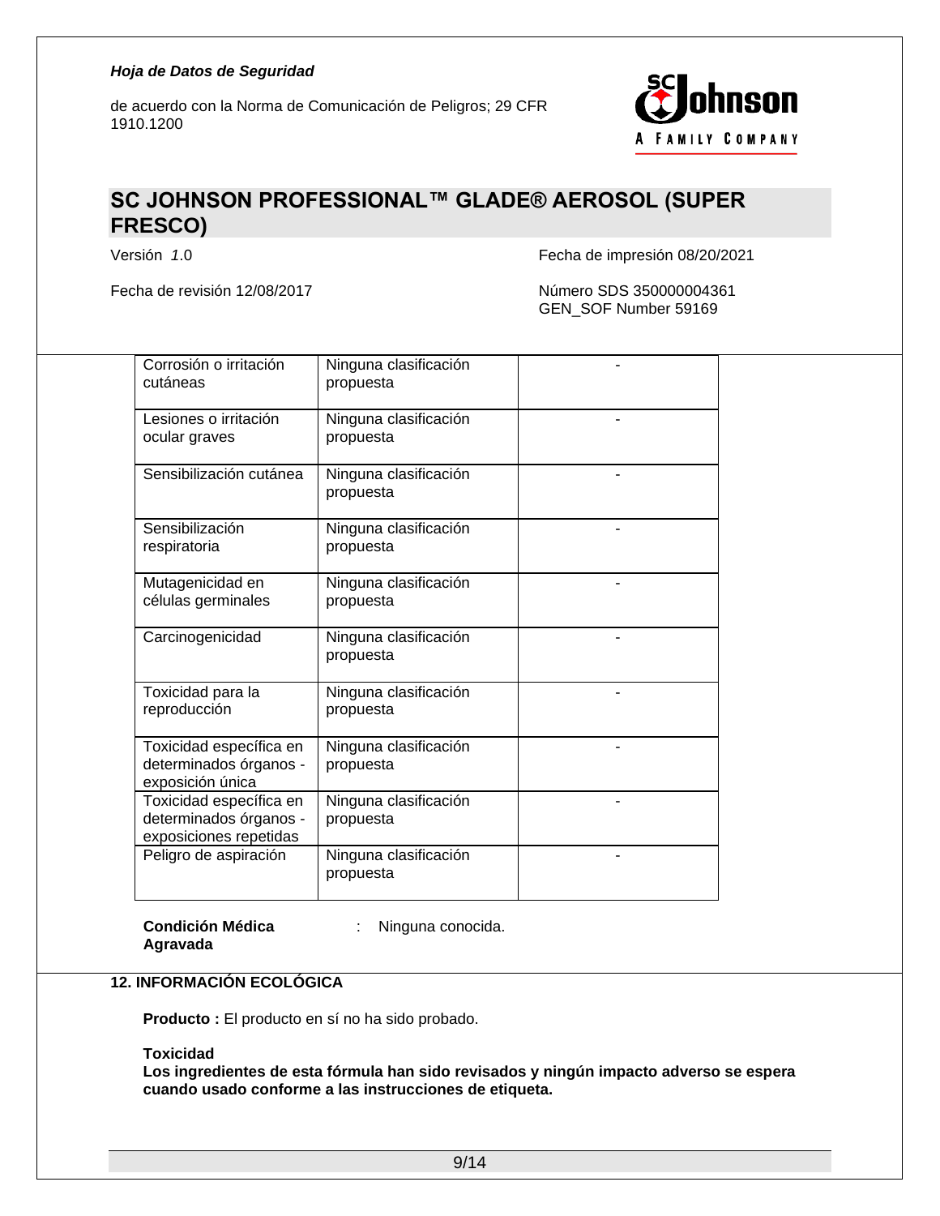| | | |
|---|---|---|
| Corrosión o irritación cutáneas | Ninguna clasificación propuesta | - |
| Lesiones o irritación ocular graves | Ninguna clasificación propuesta | - |
| Sensibilización cutánea | Ninguna clasificación propuesta | - |
| Sensibilización respiratoria | Ninguna clasificación propuesta | - |
| Mutagenicidad en células germinales | Ninguna clasificación propuesta | - |
| Carcinogenicidad | Ninguna clasificación propuesta | - |
| Toxicidad para la reproducción | Ninguna clasificación propuesta | - |
| Toxicidad específica en determinados órganos - exposición única | Ninguna clasificación propuesta | - |
| Toxicidad específica en determinados órganos - exposiciones repetidas | Ninguna clasificación propuesta | - |
| Peligro de aspiración | Ninguna clasificación propuesta | - |

**Condición Médica Agravada** : Ninguna conocida.

## 12. INFORMACIÓN ECOLÓGICA

**Producto :** El producto en sí no ha sido probado.

**Toxicidad**

**Los ingredientes de esta fórmula han sido revisados y ningún impacto adverso se espera cuando usado conforme a las instrucciones de etiqueta.**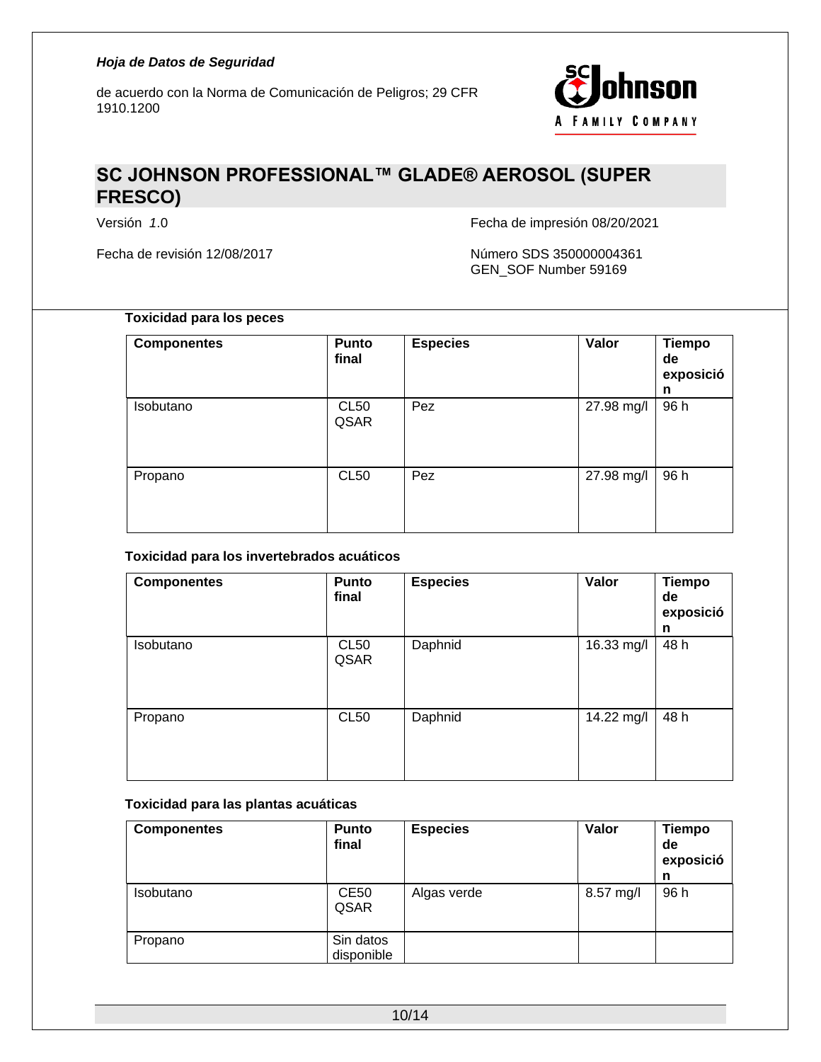**Toxicidad para los peces**

| Componentes | Punto final | Especies | Valor | Tiempo de exposición |
|---|---|---|---|---|
| Isobutano | CL50 QSAR | Pez | 27.98 mg/l | 96 h |
| Propano | CL50 | Pez | 27.98 mg/l | 96 h |

**Toxicidad para los invertebrados acuáticos**

| Componentes | Punto final | Especies | Valor | Tiempo de exposición |
|---|---|---|---|---|
| Isobutano | CL50 QSAR | Daphnid | 16.33 mg/l | 48 h |
| Propano | CL50 | Daphnid | 14.22 mg/l | 48 h |

**Toxicidad para las plantas acuáticas**

| Componentes | Punto final | Especies | Valor | Tiempo de exposición |
|---|---|---|---|---|
| Isobutano | CE50 QSAR | Algas verde | 8.57 mg/l | 96 h |
| Propano | Sin datos disponible | | | |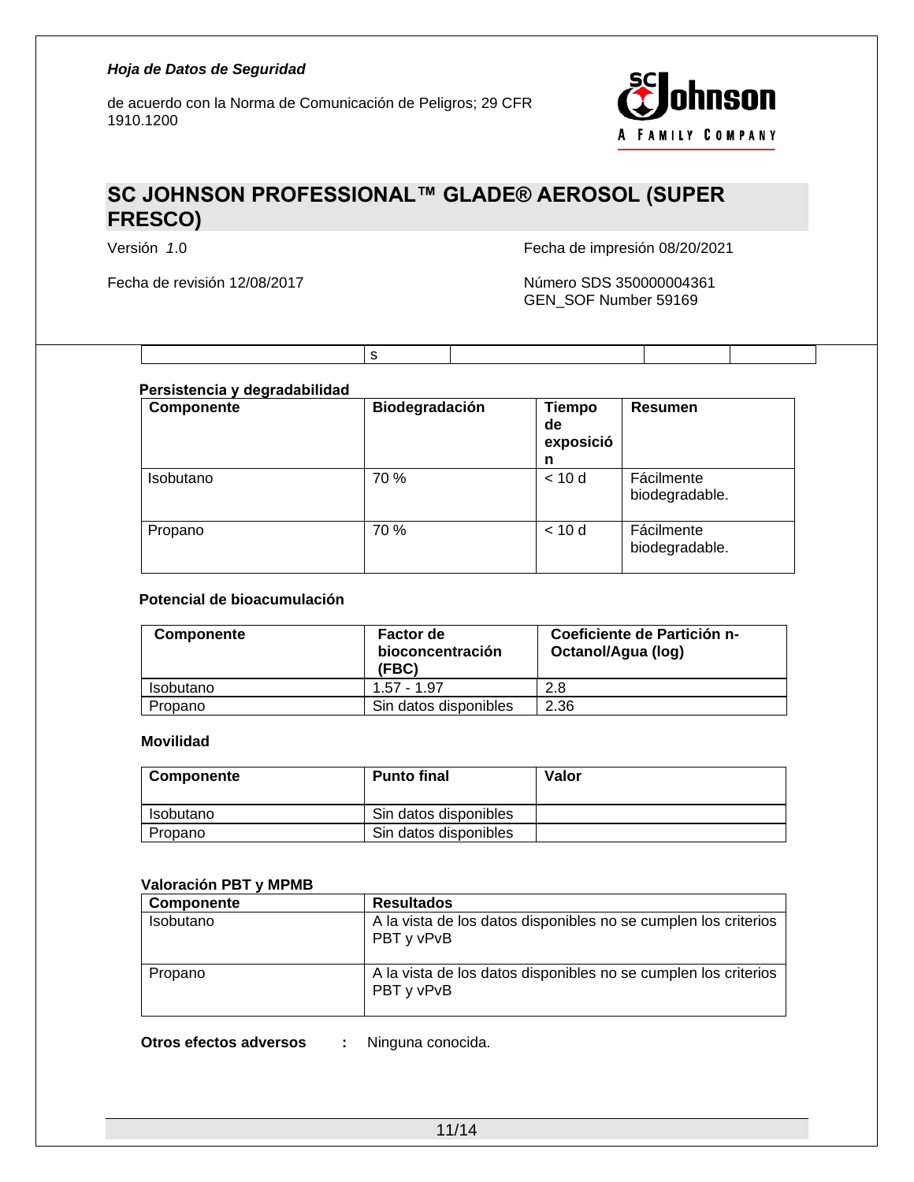| | s | | | |
|---|---|---|---|---|

**Persistencia y degradabilidad**

| Componente | Biodegradación | Tiempo de exposición | Resumen |
|---|---|---|---|
| Isobutano | 70 % | < 10 d | Fácilmente biodegradable. |
| Propano | 70 % | < 10 d | Fácilmente biodegradable. |

**Potencial de bioacumulación**

| Componente | Factor de bioconcentración (FBC) | Coeficiente de Partición n-Octanol/Agua (log) |
|---|---|---|
| Isobutano | 1.57 - 1.97 | 2.8 |
| Propano | Sin datos disponibles | 2.36 |

**Movilidad**

| Componente | Punto final | Valor |
|---|---|---|
| Isobutano | Sin datos disponibles | |
| Propano | Sin datos disponibles | |

**Valoración PBT y MPMB**

| Componente | Resultados |
|---|---|
| Isobutano | A la vista de los datos disponibles no se cumplen los criterios PBT y vPvB |
| Propano | A la vista de los datos disponibles no se cumplen los criterios PBT y vPvB |

**Otros efectos adversos** : Ninguna conocida.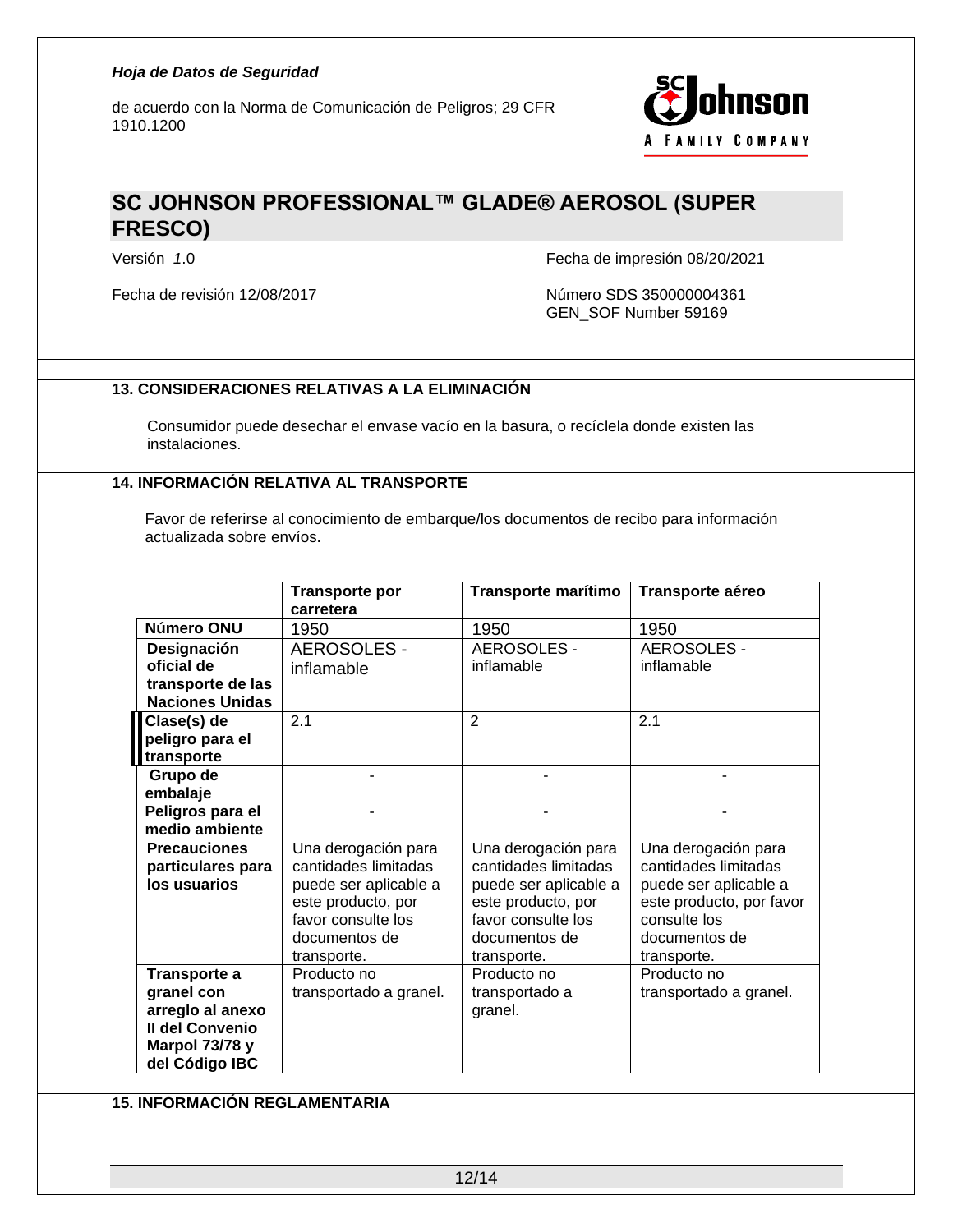## 13. CONSIDERACIONES RELATIVAS A LA ELIMINACIÓN

Consumidor puede desechar el envase vacío en la basura, o recíclela donde existen las instalaciones.

## 14. INFORMACIÓN RELATIVA AL TRANSPORTE

Favor de referirse al conocimiento de embarque/los documentos de recibo para información actualizada sobre envíos.

| | Transporte por carretera | Transporte marítimo | Transporte aéreo |
|---|---|---|---|
| **Número ONU** | 1950 | 1950 | 1950 |
| **Designación oficial de transporte de las Naciones Unidas** | AEROSOLES - inflamable | AEROSOLES - inflamable | AEROSOLES - inflamable |
| **Clase(s) de peligro para el transporte** | 2.1 | 2 | 2.1 |
| **Grupo de embalaje** | - | - | - |
| **Peligros para el medio ambiente** | - | - | - |
| **Precauciones particulares para los usuarios** | Una derogación para cantidades limitadas puede ser aplicable a este producto, por favor consulte los documentos de transporte. | Una derogación para cantidades limitadas puede ser aplicable a este producto, por favor consulte los documentos de transporte. | Una derogación para cantidades limitadas puede ser aplicable a este producto, por favor consulte los documentos de transporte. |
| **Transporte a granel con arreglo al anexo II del Convenio Marpol 73/78 y del Código IBC** | Producto no transportado a granel. | Producto no transportado a granel. | Producto no transportado a granel. |

## 15. INFORMACIÓN REGLAMENTARIA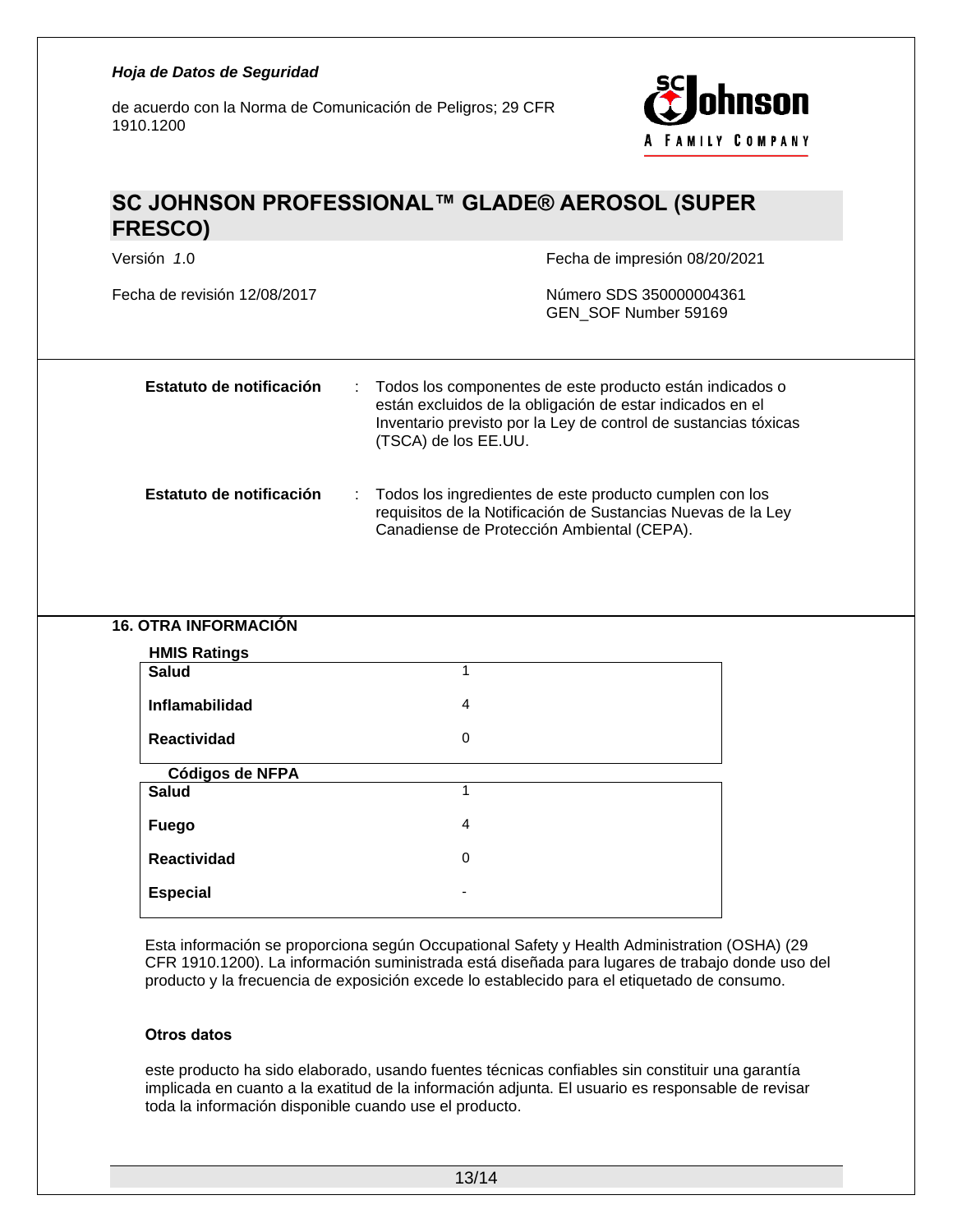| | | |
|---|---|---|
| **Estatuto de notificación** | : | Todos los componentes de este producto están indicados o están excluidos de la obligación de estar indicados en el Inventario previsto por la Ley de control de sustancias tóxicas (TSCA) de los EE.UU. |
| **Estatuto de notificación** | : | Todos los ingredientes de este producto cumplen con los requisitos de la Notificación de Sustancias Nuevas de la Ley Canadiense de Protección Ambiental (CEPA). |

## 16. OTRA INFORMACIÓN

**HMIS Ratings**

| | |
|---|---|
| **Salud** | 1 |
| **Inflamabilidad** | 4 |
| **Reactividad** | 0 |

**Códigos de NFPA**

| | |
|---|---|
| **Salud** | 1 |
| **Fuego** | 4 |
| **Reactividad** | 0 |
| **Especial** | - |

Esta información se proporciona según Occupational Safety y Health Administration (OSHA) (29 CFR 1910.1200). La información suministrada está diseñada para lugares de trabajo donde uso del producto y la frecuencia de exposición excede lo establecido para el etiquetado de consumo.

**Otros datos**

este producto ha sido elaborado, usando fuentes técnicas confiables sin constituir una garantía implicada en cuanto a la exatitud de la información adjunta. El usuario es responsable de revisar toda la información disponible cuando use el producto.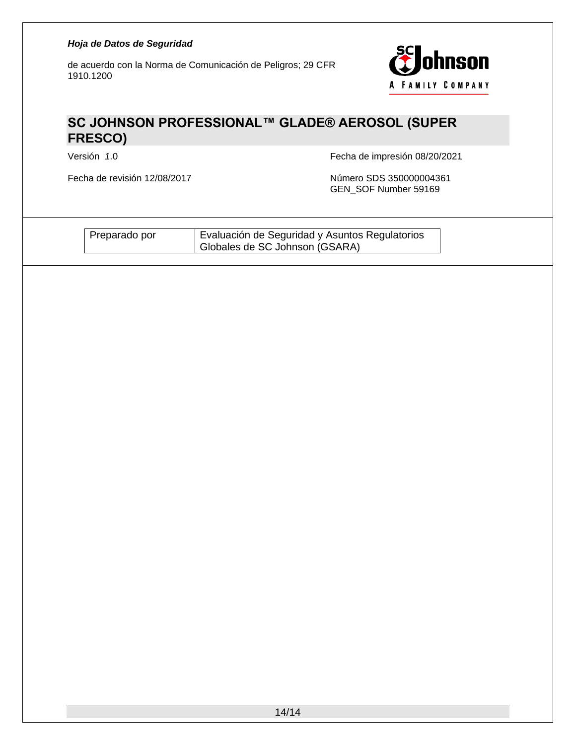| | |
|---|---|
| Preparado por | Evaluación de Seguridad y Asuntos Regulatorios Globales de SC Johnson (GSARA) |